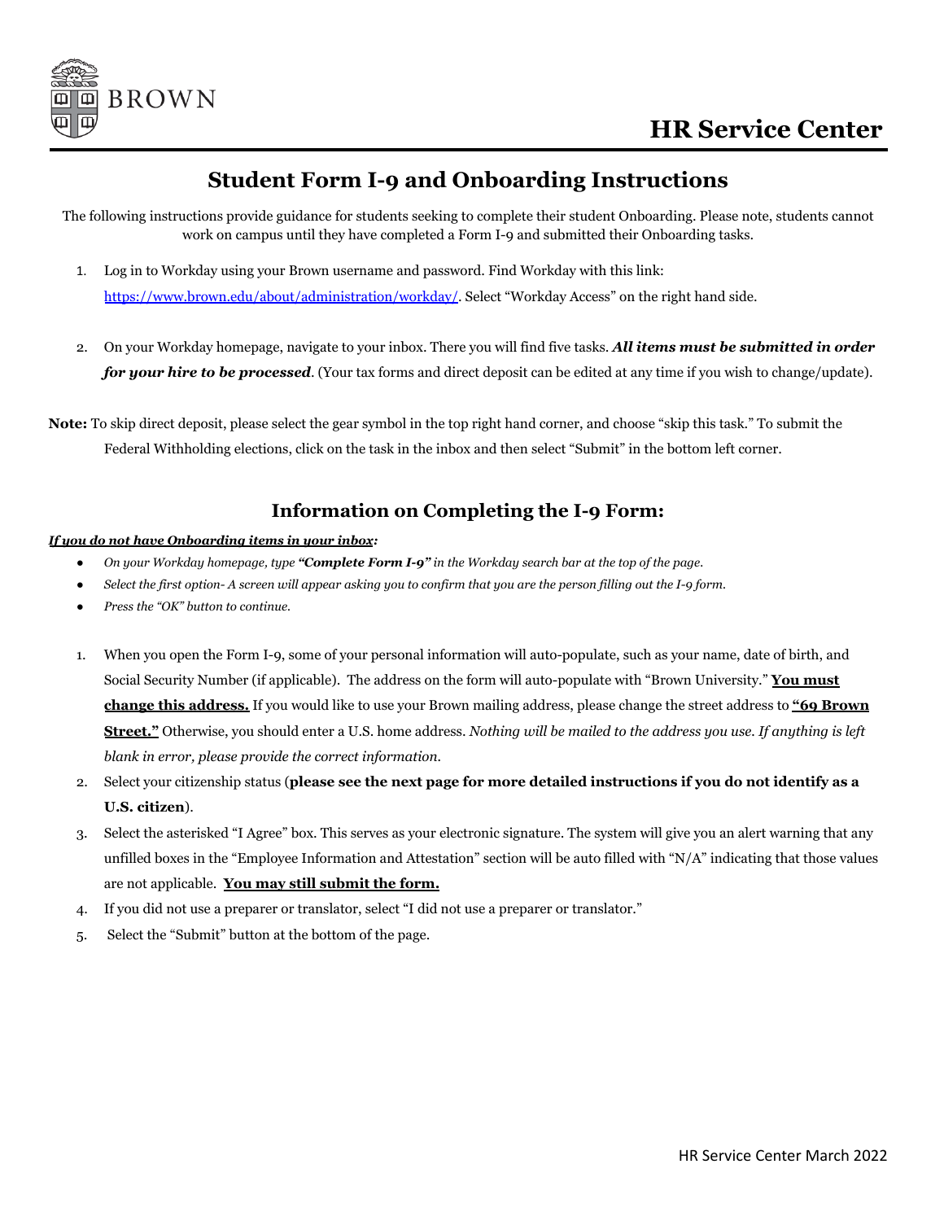# HR Service Center

## Student Form I-9 and Onboarding Instructions

The following instructions provide guidance for students seeking to complete their student Onboarding. Please note, students cannot work on campus until they have completed a Form I-9 and submitted their Onboarding tasks.

1. Log in to Workday using your Brown username and password. Find Workday with this link: [https://www.brown.edu/about/administration/workday/](https://www.brown.edu/about/administration/workday/). Select "Workday Access" on the right hand side.

2. On your Workday homepage, navigate to your inbox. There you will find five tasks. ***All items must be submitted in order for your hire to be processed***. (Your tax forms and direct deposit can be edited at any time if you wish to change/update).

**Note:** To skip direct deposit, please select the gear symbol in the top right hand corner, and choose "skip this task." To submit the Federal Withholding elections, click on the task in the inbox and then select "Submit" in the bottom left corner.

### Information on Completing the I-9 Form:

***If you do not have Onboarding items in your inbox:***

- *On your Workday homepage, type **"Complete Form I-9"** in the Workday search bar at the top of the page.*
- *Select the first option- A screen will appear asking you to confirm that you are the person filling out the I-9 form.*
- *Press the "OK" button to continue.*

1. When you open the Form I-9, some of your personal information will auto-populate, such as your name, date of birth, and Social Security Number (if applicable). The address on the form will auto-populate with "Brown University." **You must change this address.** If you would like to use your Brown mailing address, please change the street address to **"69 Brown Street."** Otherwise, you should enter a U.S. home address. *Nothing will be mailed to the address you use. If anything is left blank in error, please provide the correct information.*
2. Select your citizenship status (**please see the next page for more detailed instructions if you do not identify as a U.S. citizen**).
3. Select the asterisked "I Agree" box. This serves as your electronic signature. The system will give you an alert warning that any unfilled boxes in the "Employee Information and Attestation" section will be auto filled with "N/A" indicating that those values are not applicable. **You may still submit the form.**
4. If you did not use a preparer or translator, select "I did not use a preparer or translator."
5. Select the "Submit" button at the bottom of the page.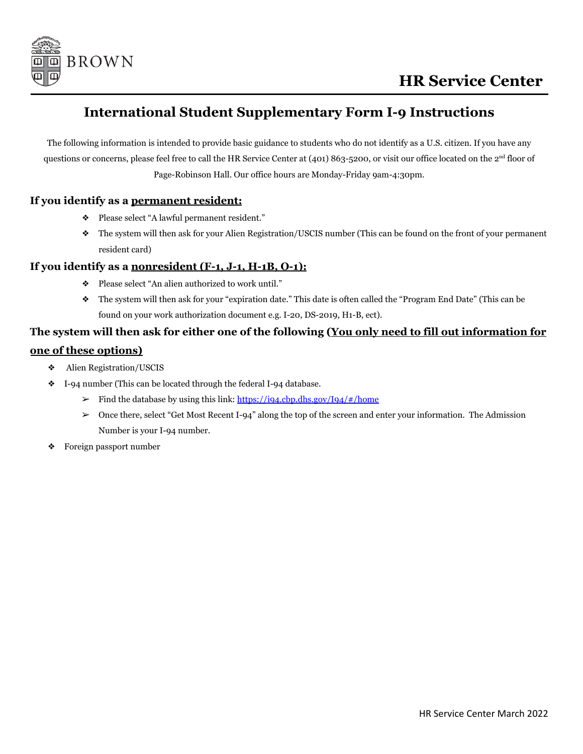BROWN

# HR Service Center

## International Student Supplementary Form I-9 Instructions

The following information is intended to provide basic guidance to students who do not identify as a U.S. citizen. If you have any questions or concerns, please feel free to call the HR Service Center at (401) 863-5200, or visit our office located on the 2nd floor of Page-Robinson Hall. Our office hours are Monday-Friday 9am-4:30pm.

### If you identify as a permanent resident:

- Please select "A lawful permanent resident."
- The system will then ask for your Alien Registration/USCIS number (This can be found on the front of your permanent resident card)

### If you identify as a nonresident (F-1, J-1, H-1B, O-1):

- Please select "An alien authorized to work until."
- The system will then ask for your "expiration date." This date is often called the "Program End Date" (This can be found on your work authorization document e.g. I-20, DS-2019, H1-B, ect).

### The system will then ask for either one of the following (You only need to fill out information for one of these options)

- Alien Registration/USCIS
- I-94 number (This can be located through the federal I-94 database.
  - Find the database by using this link: https://i94.cbp.dhs.gov/I94/#/home
  - Once there, select "Get Most Recent I-94" along the top of the screen and enter your information. The Admission Number is your I-94 number.
- Foreign passport number

HR Service Center March 2022